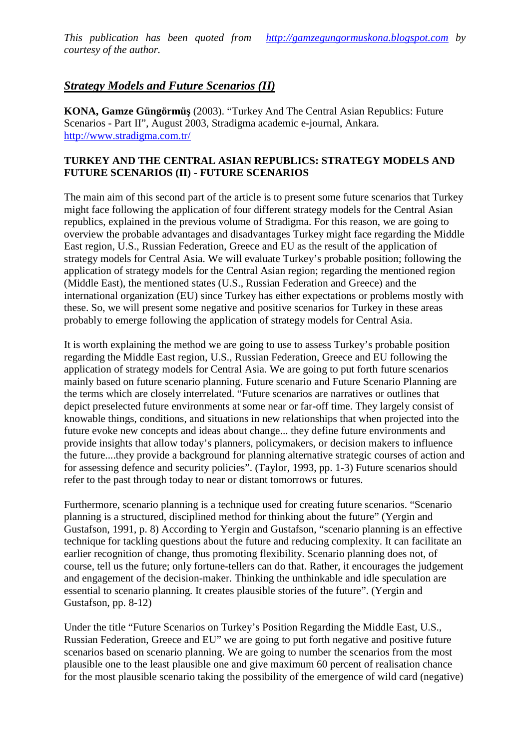*This publication has been quoted from [http://gamzegungormuskona.blogspot.com](http://gamzegungormuskona.blogspot.com) by courtesy of the author.*

## ***Strategy Models and Future Scenarios (II)***

**KONA, Gamze Güngörmüş** (2003). "Turkey And The Central Asian Republics: Future Scenarios - Part II", August 2003, Stradigma academic e-journal, Ankara. [http://www.stradigma.com.tr/](http://www.stradigma.com.tr/)

### TURKEY AND THE CENTRAL ASIAN REPUBLICS: STRATEGY MODELS AND FUTURE SCENARIOS (II) - FUTURE SCENARIOS

The main aim of this second part of the article is to present some future scenarios that Turkey might face following the application of four different strategy models for the Central Asian republics, explained in the previous volume of Stradigma. For this reason, we are going to overview the probable advantages and disadvantages Turkey might face regarding the Middle East region, U.S., Russian Federation, Greece and EU as the result of the application of strategy models for Central Asia. We will evaluate Turkey's probable position; following the application of strategy models for the Central Asian region; regarding the mentioned region (Middle East), the mentioned states (U.S., Russian Federation and Greece) and the international organization (EU) since Turkey has either expectations or problems mostly with these. So, we will present some negative and positive scenarios for Turkey in these areas probably to emerge following the application of strategy models for Central Asia.

It is worth explaining the method we are going to use to assess Turkey's probable position regarding the Middle East region, U.S., Russian Federation, Greece and EU following the application of strategy models for Central Asia. We are going to put forth future scenarios mainly based on future scenario planning. Future scenario and Future Scenario Planning are the terms which are closely interrelated. "Future scenarios are narratives or outlines that depict preselected future environments at some near or far-off time. They largely consist of knowable things, conditions, and situations in new relationships that when projected into the future evoke new concepts and ideas about change... they define future environments and provide insights that allow today's planners, policymakers, or decision makers to influence the future....they provide a background for planning alternative strategic courses of action and for assessing defence and security policies". (Taylor, 1993, pp. 1-3) Future scenarios should refer to the past through today to near or distant tomorrows or futures.

Furthermore, scenario planning is a technique used for creating future scenarios. "Scenario planning is a structured, disciplined method for thinking about the future" (Yergin and Gustafson, 1991, p. 8) According to Yergin and Gustafson, "scenario planning is an effective technique for tackling questions about the future and reducing complexity. It can facilitate an earlier recognition of change, thus promoting flexibility. Scenario planning does not, of course, tell us the future; only fortune-tellers can do that. Rather, it encourages the judgement and engagement of the decision-maker. Thinking the unthinkable and idle speculation are essential to scenario planning. It creates plausible stories of the future". (Yergin and Gustafson, pp. 8-12)

Under the title "Future Scenarios on Turkey's Position Regarding the Middle East, U.S., Russian Federation, Greece and EU" we are going to put forth negative and positive future scenarios based on scenario planning. We are going to number the scenarios from the most plausible one to the least plausible one and give maximum 60 percent of realisation chance for the most plausible scenario taking the possibility of the emergence of wild card (negative)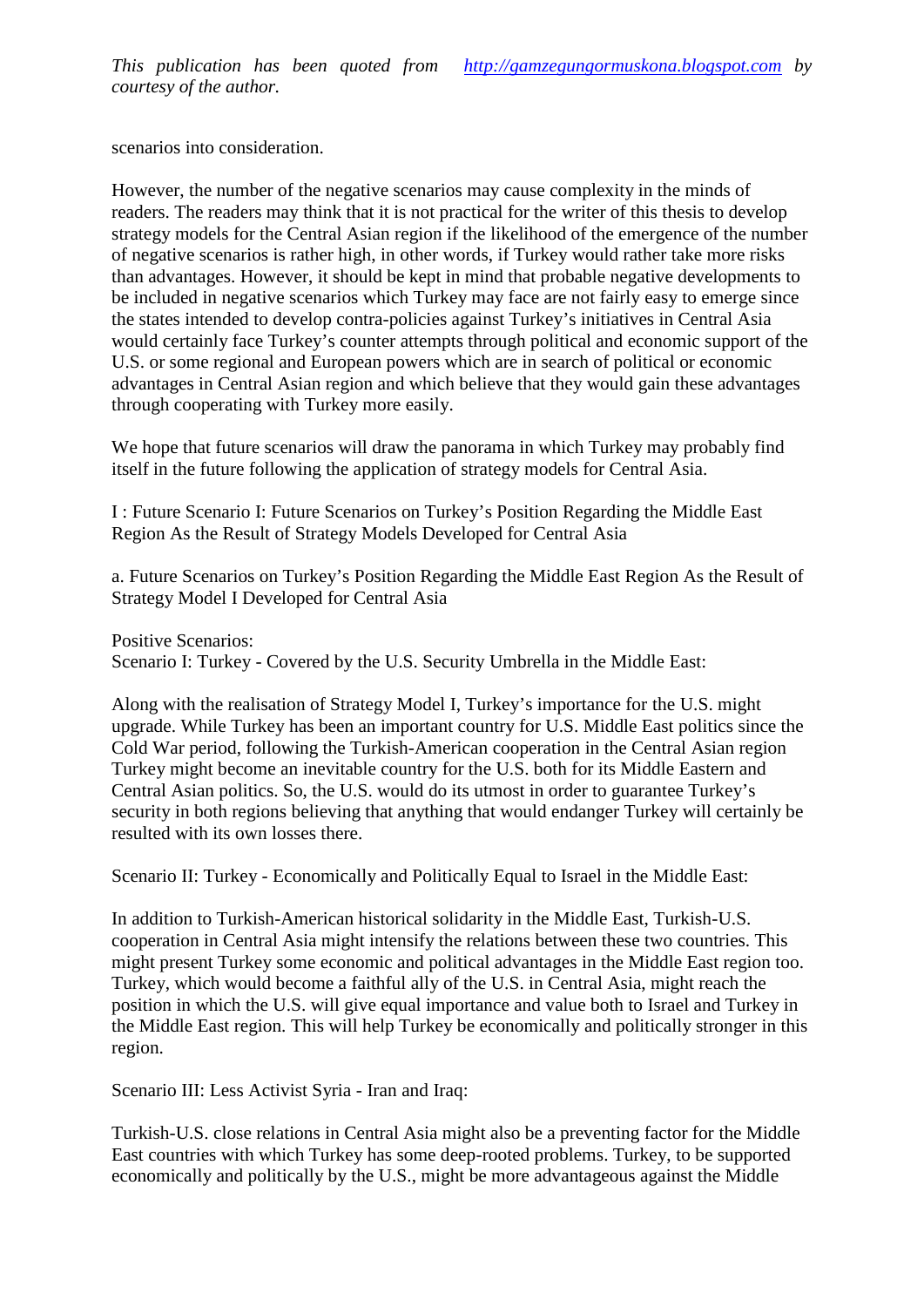scenarios into consideration.

However, the number of the negative scenarios may cause complexity in the minds of readers. The readers may think that it is not practical for the writer of this thesis to develop strategy models for the Central Asian region if the likelihood of the emergence of the number of negative scenarios is rather high, in other words, if Turkey would rather take more risks than advantages. However, it should be kept in mind that probable negative developments to be included in negative scenarios which Turkey may face are not fairly easy to emerge since the states intended to develop contra-policies against Turkey's initiatives in Central Asia would certainly face Turkey's counter attempts through political and economic support of the U.S. or some regional and European powers which are in search of political or economic advantages in Central Asian region and which believe that they would gain these advantages through cooperating with Turkey more easily.

We hope that future scenarios will draw the panorama in which Turkey may probably find itself in the future following the application of strategy models for Central Asia.

I : Future Scenario I: Future Scenarios on Turkey's Position Regarding the Middle East Region As the Result of Strategy Models Developed for Central Asia

a. Future Scenarios on Turkey's Position Regarding the Middle East Region As the Result of Strategy Model I Developed for Central Asia

Positive Scenarios:
Scenario I: Turkey - Covered by the U.S. Security Umbrella in the Middle East:

Along with the realisation of Strategy Model I, Turkey's importance for the U.S. might upgrade. While Turkey has been an important country for U.S. Middle East politics since the Cold War period, following the Turkish-American cooperation in the Central Asian region Turkey might become an inevitable country for the U.S. both for its Middle Eastern and Central Asian politics. So, the U.S. would do its utmost in order to guarantee Turkey's security in both regions believing that anything that would endanger Turkey will certainly be resulted with its own losses there.

Scenario II: Turkey - Economically and Politically Equal to Israel in the Middle East:

In addition to Turkish-American historical solidarity in the Middle East, Turkish-U.S. cooperation in Central Asia might intensify the relations between these two countries. This might present Turkey some economic and political advantages in the Middle East region too. Turkey, which would become a faithful ally of the U.S. in Central Asia, might reach the position in which the U.S. will give equal importance and value both to Israel and Turkey in the Middle East region. This will help Turkey be economically and politically stronger in this region.

Scenario III: Less Activist Syria - Iran and Iraq:

Turkish-U.S. close relations in Central Asia might also be a preventing factor for the Middle East countries with which Turkey has some deep-rooted problems. Turkey, to be supported economically and politically by the U.S., might be more advantageous against the Middle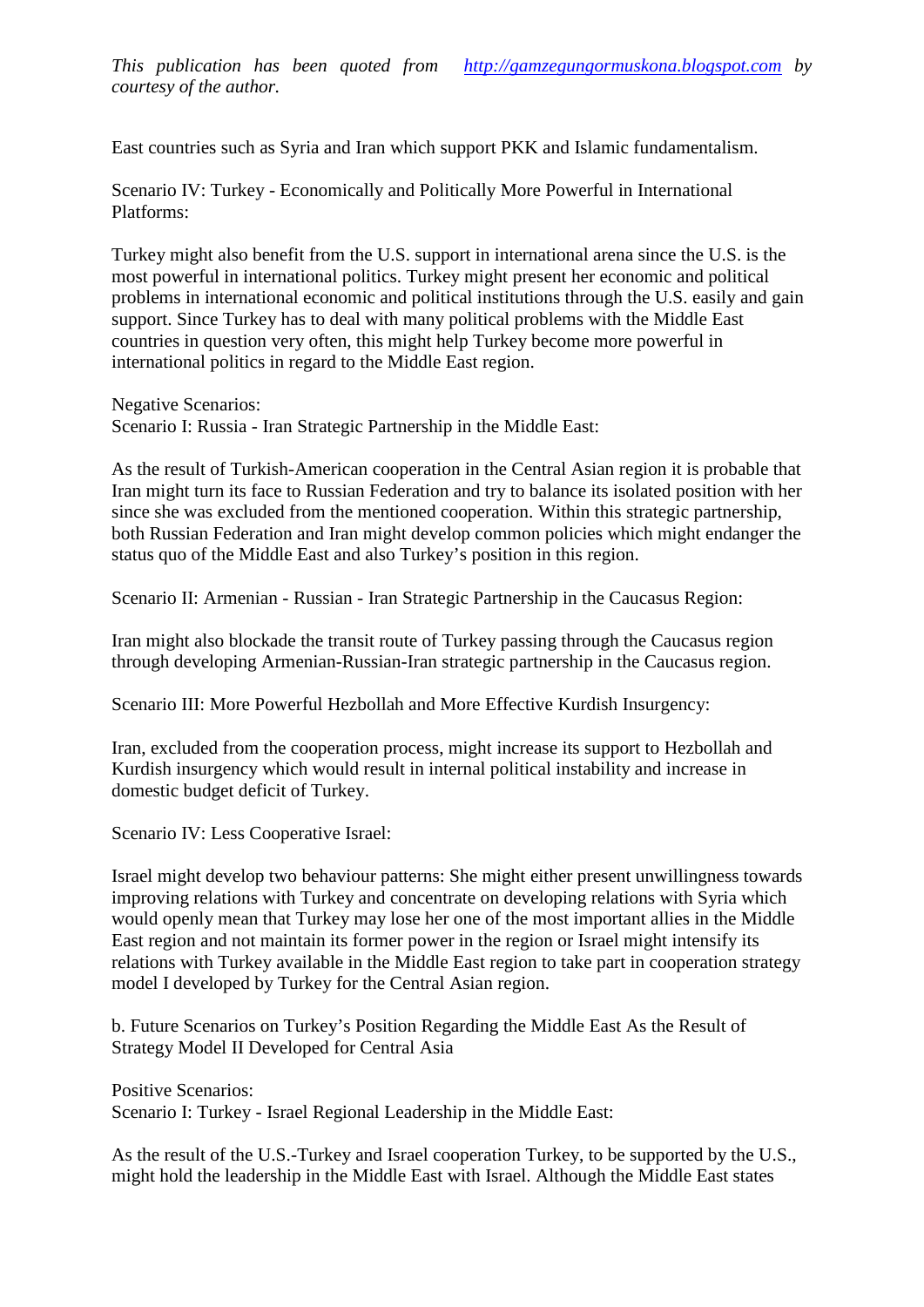East countries such as Syria and Iran which support PKK and Islamic fundamentalism.

Scenario IV: Turkey - Economically and Politically More Powerful in International Platforms:

Turkey might also benefit from the U.S. support in international arena since the U.S. is the most powerful in international politics. Turkey might present her economic and political problems in international economic and political institutions through the U.S. easily and gain support. Since Turkey has to deal with many political problems with the Middle East countries in question very often, this might help Turkey become more powerful in international politics in regard to the Middle East region.

Negative Scenarios:
Scenario I: Russia - Iran Strategic Partnership in the Middle East:

As the result of Turkish-American cooperation in the Central Asian region it is probable that Iran might turn its face to Russian Federation and try to balance its isolated position with her since she was excluded from the mentioned cooperation. Within this strategic partnership, both Russian Federation and Iran might develop common policies which might endanger the status quo of the Middle East and also Turkey's position in this region.

Scenario II: Armenian - Russian - Iran Strategic Partnership in the Caucasus Region:

Iran might also blockade the transit route of Turkey passing through the Caucasus region through developing Armenian-Russian-Iran strategic partnership in the Caucasus region.

Scenario III: More Powerful Hezbollah and More Effective Kurdish Insurgency:

Iran, excluded from the cooperation process, might increase its support to Hezbollah and Kurdish insurgency which would result in internal political instability and increase in domestic budget deficit of Turkey.

Scenario IV: Less Cooperative Israel:

Israel might develop two behaviour patterns: She might either present unwillingness towards improving relations with Turkey and concentrate on developing relations with Syria which would openly mean that Turkey may lose her one of the most important allies in the Middle East region and not maintain its former power in the region or Israel might intensify its relations with Turkey available in the Middle East region to take part in cooperation strategy model I developed by Turkey for the Central Asian region.

b. Future Scenarios on Turkey's Position Regarding the Middle East As the Result of Strategy Model II Developed for Central Asia

Positive Scenarios:
Scenario I: Turkey - Israel Regional Leadership in the Middle East:

As the result of the U.S.-Turkey and Israel cooperation Turkey, to be supported by the U.S., might hold the leadership in the Middle East with Israel. Although the Middle East states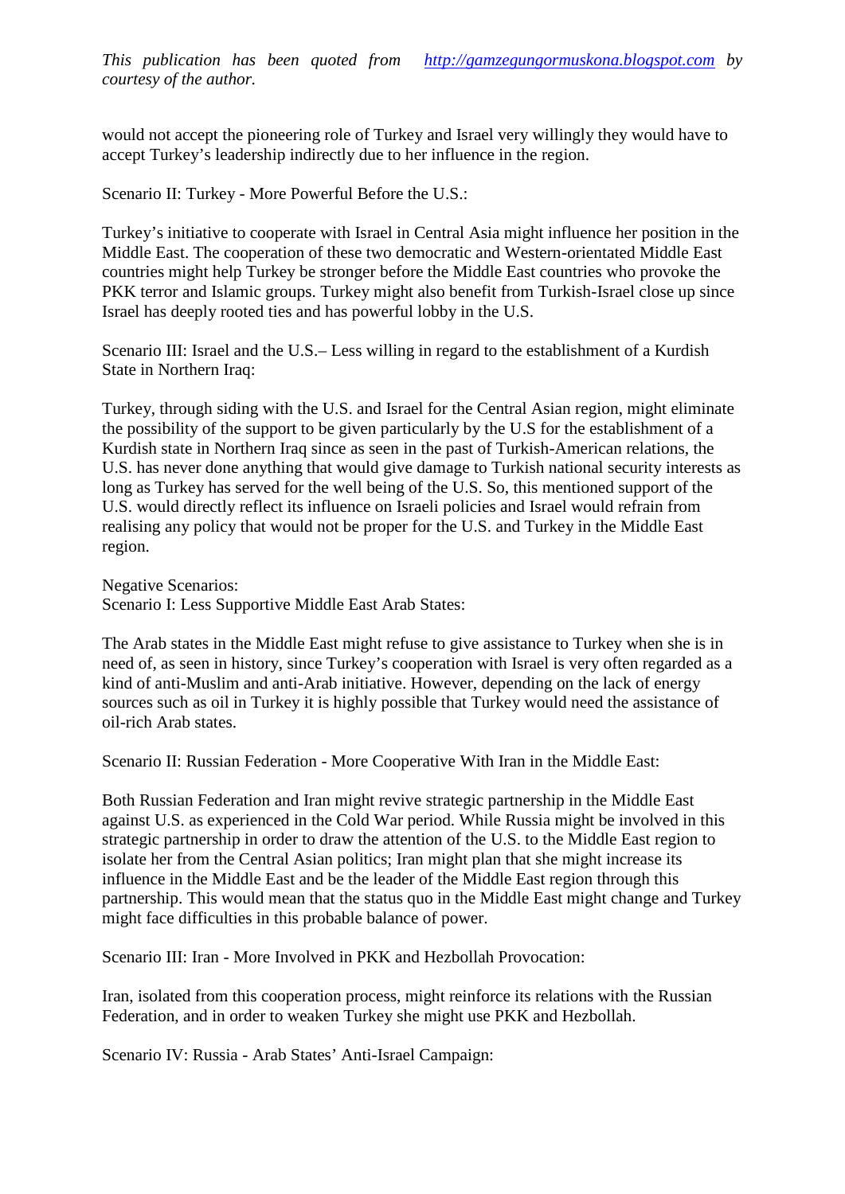would not accept the pioneering role of Turkey and Israel very willingly they would have to accept Turkey's leadership indirectly due to her influence in the region.

Scenario II: Turkey - More Powerful Before the U.S.:

Turkey's initiative to cooperate with Israel in Central Asia might influence her position in the Middle East. The cooperation of these two democratic and Western-orientated Middle East countries might help Turkey be stronger before the Middle East countries who provoke the PKK terror and Islamic groups. Turkey might also benefit from Turkish-Israel close up since Israel has deeply rooted ties and has powerful lobby in the U.S.

Scenario III: Israel and the U.S.– Less willing in regard to the establishment of a Kurdish State in Northern Iraq:

Turkey, through siding with the U.S. and Israel for the Central Asian region, might eliminate the possibility of the support to be given particularly by the U.S for the establishment of a Kurdish state in Northern Iraq since as seen in the past of Turkish-American relations, the U.S. has never done anything that would give damage to Turkish national security interests as long as Turkey has served for the well being of the U.S. So, this mentioned support of the U.S. would directly reflect its influence on Israeli policies and Israel would refrain from realising any policy that would not be proper for the U.S. and Turkey in the Middle East region.

Negative Scenarios:
Scenario I: Less Supportive Middle East Arab States:

The Arab states in the Middle East might refuse to give assistance to Turkey when she is in need of, as seen in history, since Turkey's cooperation with Israel is very often regarded as a kind of anti-Muslim and anti-Arab initiative. However, depending on the lack of energy sources such as oil in Turkey it is highly possible that Turkey would need the assistance of oil-rich Arab states.

Scenario II: Russian Federation - More Cooperative With Iran in the Middle East:

Both Russian Federation and Iran might revive strategic partnership in the Middle East against U.S. as experienced in the Cold War period. While Russia might be involved in this strategic partnership in order to draw the attention of the U.S. to the Middle East region to isolate her from the Central Asian politics; Iran might plan that she might increase its influence in the Middle East and be the leader of the Middle East region through this partnership. This would mean that the status quo in the Middle East might change and Turkey might face difficulties in this probable balance of power.

Scenario III: Iran - More Involved in PKK and Hezbollah Provocation:

Iran, isolated from this cooperation process, might reinforce its relations with the Russian Federation, and in order to weaken Turkey she might use PKK and Hezbollah.

Scenario IV: Russia - Arab States' Anti-Israel Campaign: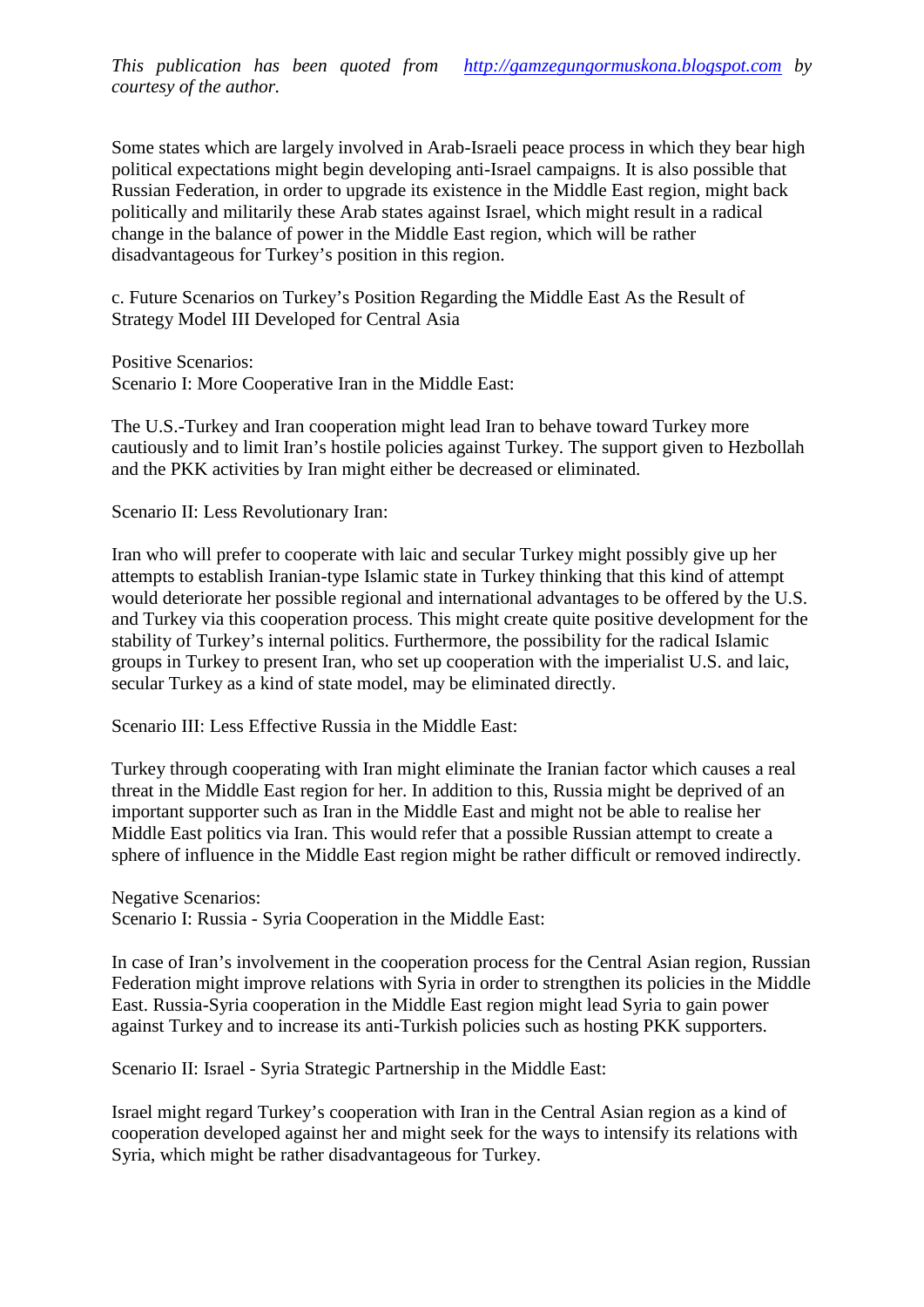*This publication has been quoted from [http://gamzegungormuskona.blogspot.com](http://gamzegungormuskona.blogspot.com) by courtesy of the author.*

Some states which are largely involved in Arab-Israeli peace process in which they bear high political expectations might begin developing anti-Israel campaigns. It is also possible that Russian Federation, in order to upgrade its existence in the Middle East region, might back politically and militarily these Arab states against Israel, which might result in a radical change in the balance of power in the Middle East region, which will be rather disadvantageous for Turkey's position in this region.

c. Future Scenarios on Turkey's Position Regarding the Middle East As the Result of Strategy Model III Developed for Central Asia

Positive Scenarios:
Scenario I: More Cooperative Iran in the Middle East:

The U.S.-Turkey and Iran cooperation might lead Iran to behave toward Turkey more cautiously and to limit Iran's hostile policies against Turkey. The support given to Hezbollah and the PKK activities by Iran might either be decreased or eliminated.

Scenario II: Less Revolutionary Iran:

Iran who will prefer to cooperate with laic and secular Turkey might possibly give up her attempts to establish Iranian-type Islamic state in Turkey thinking that this kind of attempt would deteriorate her possible regional and international advantages to be offered by the U.S. and Turkey via this cooperation process. This might create quite positive development for the stability of Turkey's internal politics. Furthermore, the possibility for the radical Islamic groups in Turkey to present Iran, who set up cooperation with the imperialist U.S. and laic, secular Turkey as a kind of state model, may be eliminated directly.

Scenario III: Less Effective Russia in the Middle East:

Turkey through cooperating with Iran might eliminate the Iranian factor which causes a real threat in the Middle East region for her. In addition to this, Russia might be deprived of an important supporter such as Iran in the Middle East and might not be able to realise her Middle East politics via Iran. This would refer that a possible Russian attempt to create a sphere of influence in the Middle East region might be rather difficult or removed indirectly.

Negative Scenarios:
Scenario I: Russia - Syria Cooperation in the Middle East:

In case of Iran's involvement in the cooperation process for the Central Asian region, Russian Federation might improve relations with Syria in order to strengthen its policies in the Middle East. Russia-Syria cooperation in the Middle East region might lead Syria to gain power against Turkey and to increase its anti-Turkish policies such as hosting PKK supporters.

Scenario II: Israel - Syria Strategic Partnership in the Middle East:

Israel might regard Turkey's cooperation with Iran in the Central Asian region as a kind of cooperation developed against her and might seek for the ways to intensify its relations with Syria, which might be rather disadvantageous for Turkey.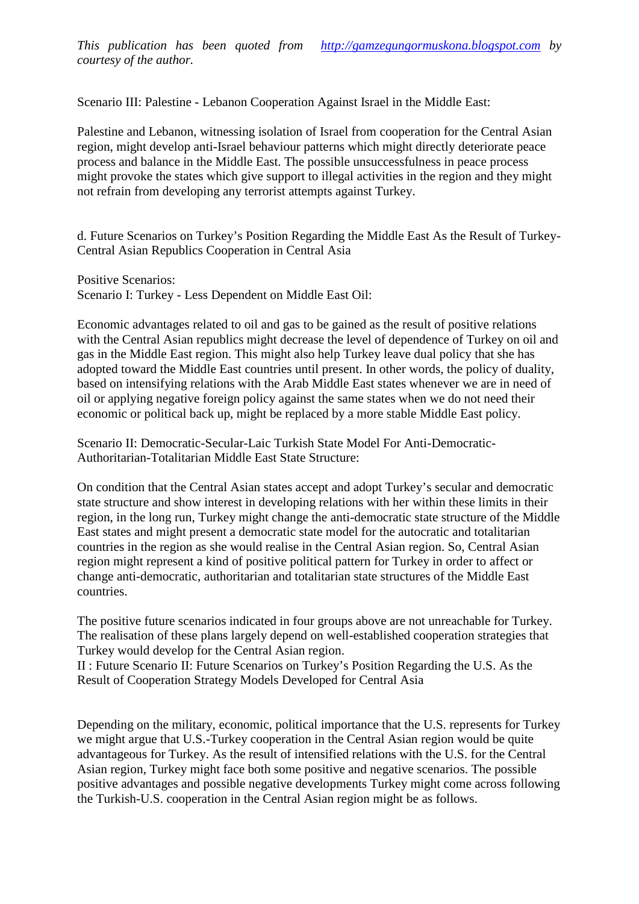*This publication has been quoted from [http://gamzegungormuskona.blogspot.com](http://gamzegungormuskona.blogspot.com) by courtesy of the author.*

Scenario III: Palestine - Lebanon Cooperation Against Israel in the Middle East:

Palestine and Lebanon, witnessing isolation of Israel from cooperation for the Central Asian region, might develop anti-Israel behaviour patterns which might directly deteriorate peace process and balance in the Middle East. The possible unsuccessfulness in peace process might provoke the states which give support to illegal activities in the region and they might not refrain from developing any terrorist attempts against Turkey.

d. Future Scenarios on Turkey's Position Regarding the Middle East As the Result of Turkey-Central Asian Republics Cooperation in Central Asia

Positive Scenarios:

Scenario I: Turkey - Less Dependent on Middle East Oil:

Economic advantages related to oil and gas to be gained as the result of positive relations with the Central Asian republics might decrease the level of dependence of Turkey on oil and gas in the Middle East region. This might also help Turkey leave dual policy that she has adopted toward the Middle East countries until present. In other words, the policy of duality, based on intensifying relations with the Arab Middle East states whenever we are in need of oil or applying negative foreign policy against the same states when we do not need their economic or political back up, might be replaced by a more stable Middle East policy.

Scenario II: Democratic-Secular-Laic Turkish State Model For Anti-Democratic-Authoritarian-Totalitarian Middle East State Structure:

On condition that the Central Asian states accept and adopt Turkey's secular and democratic state structure and show interest in developing relations with her within these limits in their region, in the long run, Turkey might change the anti-democratic state structure of the Middle East states and might present a democratic state model for the autocratic and totalitarian countries in the region as she would realise in the Central Asian region. So, Central Asian region might represent a kind of positive political pattern for Turkey in order to affect or change anti-democratic, authoritarian and totalitarian state structures of the Middle East countries.

The positive future scenarios indicated in four groups above are not unreachable for Turkey. The realisation of these plans largely depend on well-established cooperation strategies that Turkey would develop for the Central Asian region.

II : Future Scenario II: Future Scenarios on Turkey's Position Regarding the U.S. As the Result of Cooperation Strategy Models Developed for Central Asia

Depending on the military, economic, political importance that the U.S. represents for Turkey we might argue that U.S.-Turkey cooperation in the Central Asian region would be quite advantageous for Turkey. As the result of intensified relations with the U.S. for the Central Asian region, Turkey might face both some positive and negative scenarios. The possible positive advantages and possible negative developments Turkey might come across following the Turkish-U.S. cooperation in the Central Asian region might be as follows.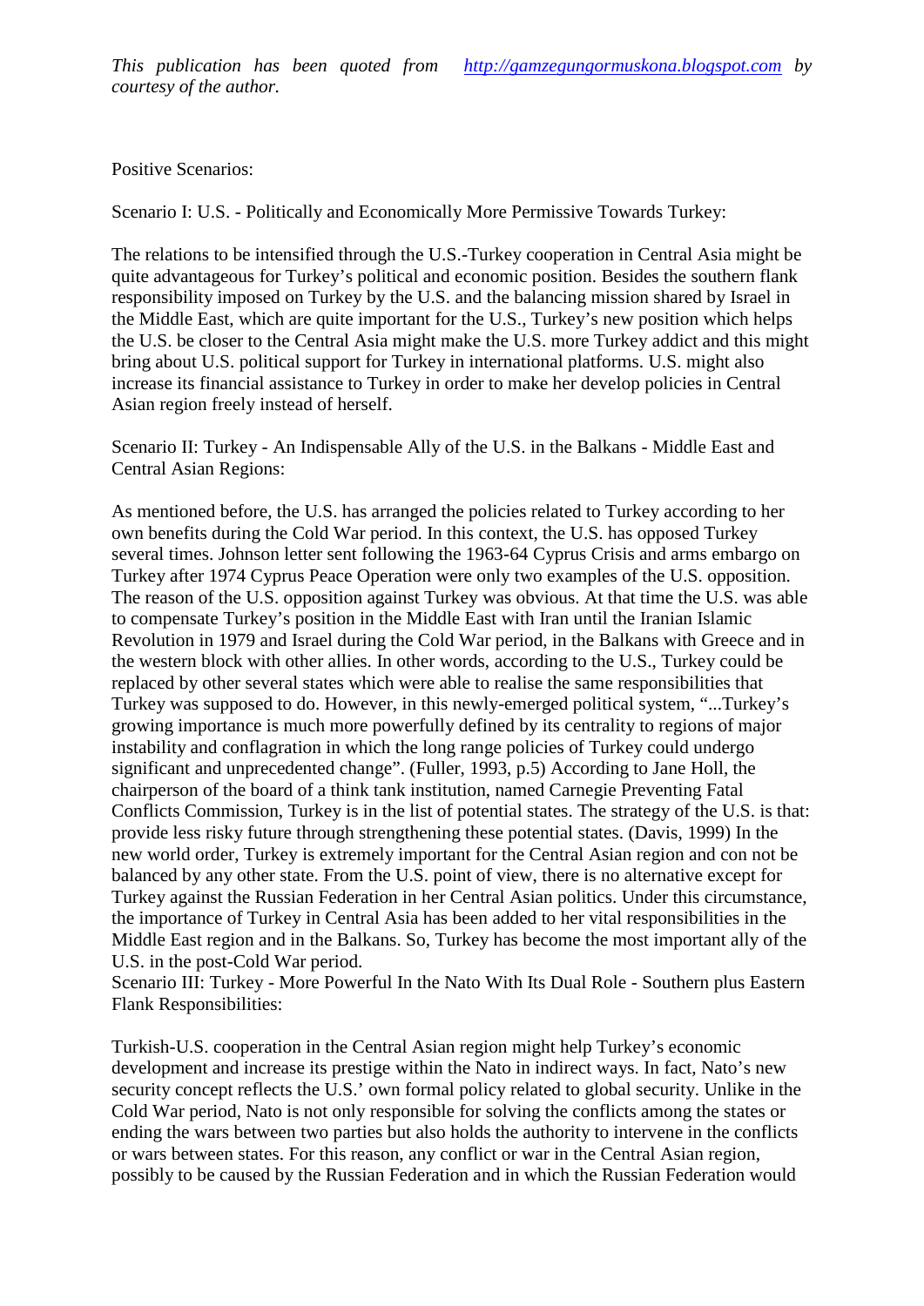*This publication has been quoted from [http://gamzegungormuskona.blogspot.com](http://gamzegungormuskona.blogspot.com) by courtesy of the author.*

Positive Scenarios:

Scenario I: U.S. - Politically and Economically More Permissive Towards Turkey:

The relations to be intensified through the U.S.-Turkey cooperation in Central Asia might be quite advantageous for Turkey's political and economic position. Besides the southern flank responsibility imposed on Turkey by the U.S. and the balancing mission shared by Israel in the Middle East, which are quite important for the U.S., Turkey's new position which helps the U.S. be closer to the Central Asia might make the U.S. more Turkey addict and this might bring about U.S. political support for Turkey in international platforms. U.S. might also increase its financial assistance to Turkey in order to make her develop policies in Central Asian region freely instead of herself.

Scenario II: Turkey - An Indispensable Ally of the U.S. in the Balkans - Middle East and Central Asian Regions:

As mentioned before, the U.S. has arranged the policies related to Turkey according to her own benefits during the Cold War period. In this context, the U.S. has opposed Turkey several times. Johnson letter sent following the 1963-64 Cyprus Crisis and arms embargo on Turkey after 1974 Cyprus Peace Operation were only two examples of the U.S. opposition. The reason of the U.S. opposition against Turkey was obvious. At that time the U.S. was able to compensate Turkey's position in the Middle East with Iran until the Iranian Islamic Revolution in 1979 and Israel during the Cold War period, in the Balkans with Greece and in the western block with other allies. In other words, according to the U.S., Turkey could be replaced by other several states which were able to realise the same responsibilities that Turkey was supposed to do. However, in this newly-emerged political system, "...Turkey's growing importance is much more powerfully defined by its centrality to regions of major instability and conflagration in which the long range policies of Turkey could undergo significant and unprecedented change". (Fuller, 1993, p.5) According to Jane Holl, the chairperson of the board of a think tank institution, named Carnegie Preventing Fatal Conflicts Commission, Turkey is in the list of potential states. The strategy of the U.S. is that: provide less risky future through strengthening these potential states. (Davis, 1999) In the new world order, Turkey is extremely important for the Central Asian region and con not be balanced by any other state. From the U.S. point of view, there is no alternative except for Turkey against the Russian Federation in her Central Asian politics. Under this circumstance, the importance of Turkey in Central Asia has been added to her vital responsibilities in the Middle East region and in the Balkans. So, Turkey has become the most important ally of the U.S. in the post-Cold War period.

Scenario III: Turkey - More Powerful In the Nato With Its Dual Role - Southern plus Eastern Flank Responsibilities:

Turkish-U.S. cooperation in the Central Asian region might help Turkey's economic development and increase its prestige within the Nato in indirect ways. In fact, Nato's new security concept reflects the U.S.' own formal policy related to global security. Unlike in the Cold War period, Nato is not only responsible for solving the conflicts among the states or ending the wars between two parties but also holds the authority to intervene in the conflicts or wars between states. For this reason, any conflict or war in the Central Asian region, possibly to be caused by the Russian Federation and in which the Russian Federation would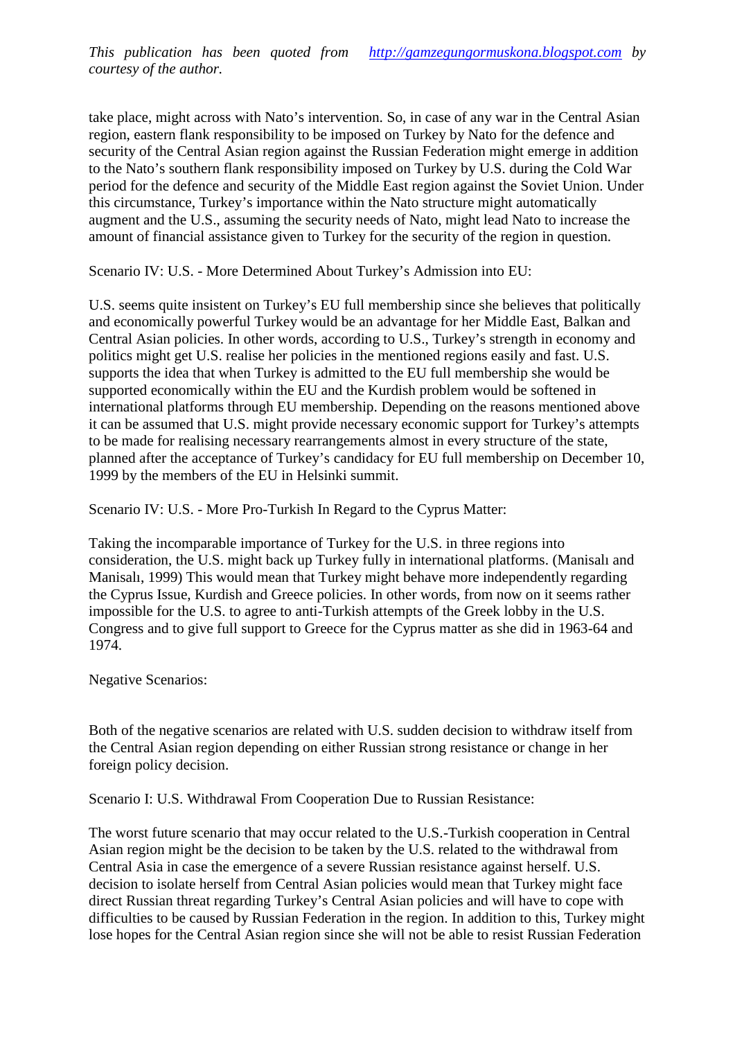take place, might across with Nato's intervention. So, in case of any war in the Central Asian region, eastern flank responsibility to be imposed on Turkey by Nato for the defence and security of the Central Asian region against the Russian Federation might emerge in addition to the Nato's southern flank responsibility imposed on Turkey by U.S. during the Cold War period for the defence and security of the Middle East region against the Soviet Union. Under this circumstance, Turkey's importance within the Nato structure might automatically augment and the U.S., assuming the security needs of Nato, might lead Nato to increase the amount of financial assistance given to Turkey for the security of the region in question.

Scenario IV: U.S. - More Determined About Turkey's Admission into EU:

U.S. seems quite insistent on Turkey's EU full membership since she believes that politically and economically powerful Turkey would be an advantage for her Middle East, Balkan and Central Asian policies. In other words, according to U.S., Turkey's strength in economy and politics might get U.S. realise her policies in the mentioned regions easily and fast. U.S. supports the idea that when Turkey is admitted to the EU full membership she would be supported economically within the EU and the Kurdish problem would be softened in international platforms through EU membership. Depending on the reasons mentioned above it can be assumed that U.S. might provide necessary economic support for Turkey's attempts to be made for realising necessary rearrangements almost in every structure of the state, planned after the acceptance of Turkey's candidacy for EU full membership on December 10, 1999 by the members of the EU in Helsinki summit.

Scenario IV: U.S. - More Pro-Turkish In Regard to the Cyprus Matter:

Taking the incomparable importance of Turkey for the U.S. in three regions into consideration, the U.S. might back up Turkey fully in international platforms. (Manisalı and Manisalı, 1999) This would mean that Turkey might behave more independently regarding the Cyprus Issue, Kurdish and Greece policies. In other words, from now on it seems rather impossible for the U.S. to agree to anti-Turkish attempts of the Greek lobby in the U.S. Congress and to give full support to Greece for the Cyprus matter as she did in 1963-64 and 1974.

Negative Scenarios:

Both of the negative scenarios are related with U.S. sudden decision to withdraw itself from the Central Asian region depending on either Russian strong resistance or change in her foreign policy decision.

Scenario I: U.S. Withdrawal From Cooperation Due to Russian Resistance:

The worst future scenario that may occur related to the U.S.-Turkish cooperation in Central Asian region might be the decision to be taken by the U.S. related to the withdrawal from Central Asia in case the emergence of a severe Russian resistance against herself. U.S. decision to isolate herself from Central Asian policies would mean that Turkey might face direct Russian threat regarding Turkey's Central Asian policies and will have to cope with difficulties to be caused by Russian Federation in the region. In addition to this, Turkey might lose hopes for the Central Asian region since she will not be able to resist Russian Federation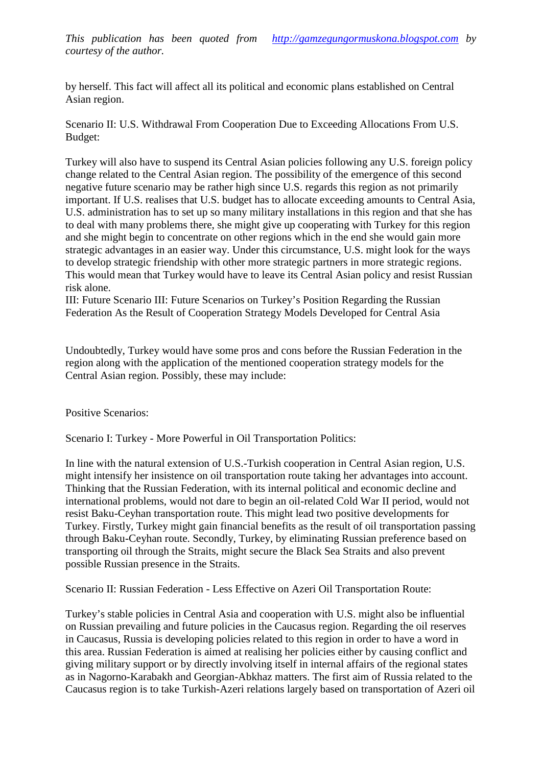by herself. This fact will affect all its political and economic plans established on Central Asian region.

Scenario II: U.S. Withdrawal From Cooperation Due to Exceeding Allocations From U.S. Budget:

Turkey will also have to suspend its Central Asian policies following any U.S. foreign policy change related to the Central Asian region. The possibility of the emergence of this second negative future scenario may be rather high since U.S. regards this region as not primarily important. If U.S. realises that U.S. budget has to allocate exceeding amounts to Central Asia, U.S. administration has to set up so many military installations in this region and that she has to deal with many problems there, she might give up cooperating with Turkey for this region and she might begin to concentrate on other regions which in the end she would gain more strategic advantages in an easier way. Under this circumstance, U.S. might look for the ways to develop strategic friendship with other more strategic partners in more strategic regions. This would mean that Turkey would have to leave its Central Asian policy and resist Russian risk alone.

III: Future Scenario III: Future Scenarios on Turkey's Position Regarding the Russian Federation As the Result of Cooperation Strategy Models Developed for Central Asia

Undoubtedly, Turkey would have some pros and cons before the Russian Federation in the region along with the application of the mentioned cooperation strategy models for the Central Asian region. Possibly, these may include:

Positive Scenarios:

Scenario I: Turkey - More Powerful in Oil Transportation Politics:

In line with the natural extension of U.S.-Turkish cooperation in Central Asian region, U.S. might intensify her insistence on oil transportation route taking her advantages into account. Thinking that the Russian Federation, with its internal political and economic decline and international problems, would not dare to begin an oil-related Cold War II period, would not resist Baku-Ceyhan transportation route. This might lead two positive developments for Turkey. Firstly, Turkey might gain financial benefits as the result of oil transportation passing through Baku-Ceyhan route. Secondly, Turkey, by eliminating Russian preference based on transporting oil through the Straits, might secure the Black Sea Straits and also prevent possible Russian presence in the Straits.

Scenario II: Russian Federation - Less Effective on Azeri Oil Transportation Route:

Turkey's stable policies in Central Asia and cooperation with U.S. might also be influential on Russian prevailing and future policies in the Caucasus region. Regarding the oil reserves in Caucasus, Russia is developing policies related to this region in order to have a word in this area. Russian Federation is aimed at realising her policies either by causing conflict and giving military support or by directly involving itself in internal affairs of the regional states as in Nagorno-Karabakh and Georgian-Abkhaz matters. The first aim of Russia related to the Caucasus region is to take Turkish-Azeri relations largely based on transportation of Azeri oil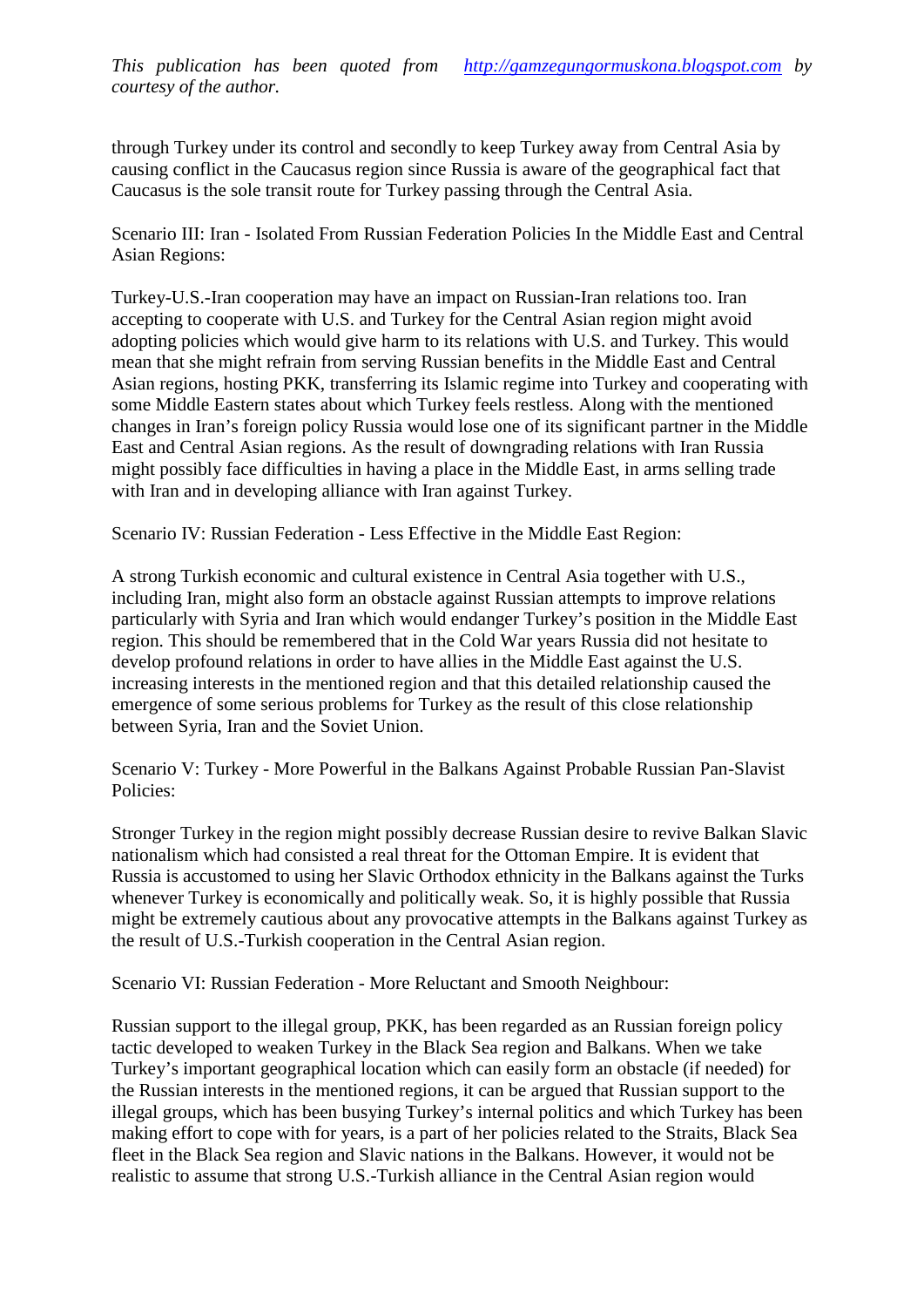through Turkey under its control and secondly to keep Turkey away from Central Asia by causing conflict in the Caucasus region since Russia is aware of the geographical fact that Caucasus is the sole transit route for Turkey passing through the Central Asia.

Scenario III: Iran - Isolated From Russian Federation Policies In the Middle East and Central Asian Regions:

Turkey-U.S.-Iran cooperation may have an impact on Russian-Iran relations too. Iran accepting to cooperate with U.S. and Turkey for the Central Asian region might avoid adopting policies which would give harm to its relations with U.S. and Turkey. This would mean that she might refrain from serving Russian benefits in the Middle East and Central Asian regions, hosting PKK, transferring its Islamic regime into Turkey and cooperating with some Middle Eastern states about which Turkey feels restless. Along with the mentioned changes in Iran's foreign policy Russia would lose one of its significant partner in the Middle East and Central Asian regions. As the result of downgrading relations with Iran Russia might possibly face difficulties in having a place in the Middle East, in arms selling trade with Iran and in developing alliance with Iran against Turkey.

Scenario IV: Russian Federation - Less Effective in the Middle East Region:

A strong Turkish economic and cultural existence in Central Asia together with U.S., including Iran, might also form an obstacle against Russian attempts to improve relations particularly with Syria and Iran which would endanger Turkey's position in the Middle East region. This should be remembered that in the Cold War years Russia did not hesitate to develop profound relations in order to have allies in the Middle East against the U.S. increasing interests in the mentioned region and that this detailed relationship caused the emergence of some serious problems for Turkey as the result of this close relationship between Syria, Iran and the Soviet Union.

Scenario V: Turkey - More Powerful in the Balkans Against Probable Russian Pan-Slavist Policies:

Stronger Turkey in the region might possibly decrease Russian desire to revive Balkan Slavic nationalism which had consisted a real threat for the Ottoman Empire. It is evident that Russia is accustomed to using her Slavic Orthodox ethnicity in the Balkans against the Turks whenever Turkey is economically and politically weak. So, it is highly possible that Russia might be extremely cautious about any provocative attempts in the Balkans against Turkey as the result of U.S.-Turkish cooperation in the Central Asian region.

Scenario VI: Russian Federation - More Reluctant and Smooth Neighbour:

Russian support to the illegal group, PKK, has been regarded as an Russian foreign policy tactic developed to weaken Turkey in the Black Sea region and Balkans. When we take Turkey's important geographical location which can easily form an obstacle (if needed) for the Russian interests in the mentioned regions, it can be argued that Russian support to the illegal groups, which has been busying Turkey's internal politics and which Turkey has been making effort to cope with for years, is a part of her policies related to the Straits, Black Sea fleet in the Black Sea region and Slavic nations in the Balkans. However, it would not be realistic to assume that strong U.S.-Turkish alliance in the Central Asian region would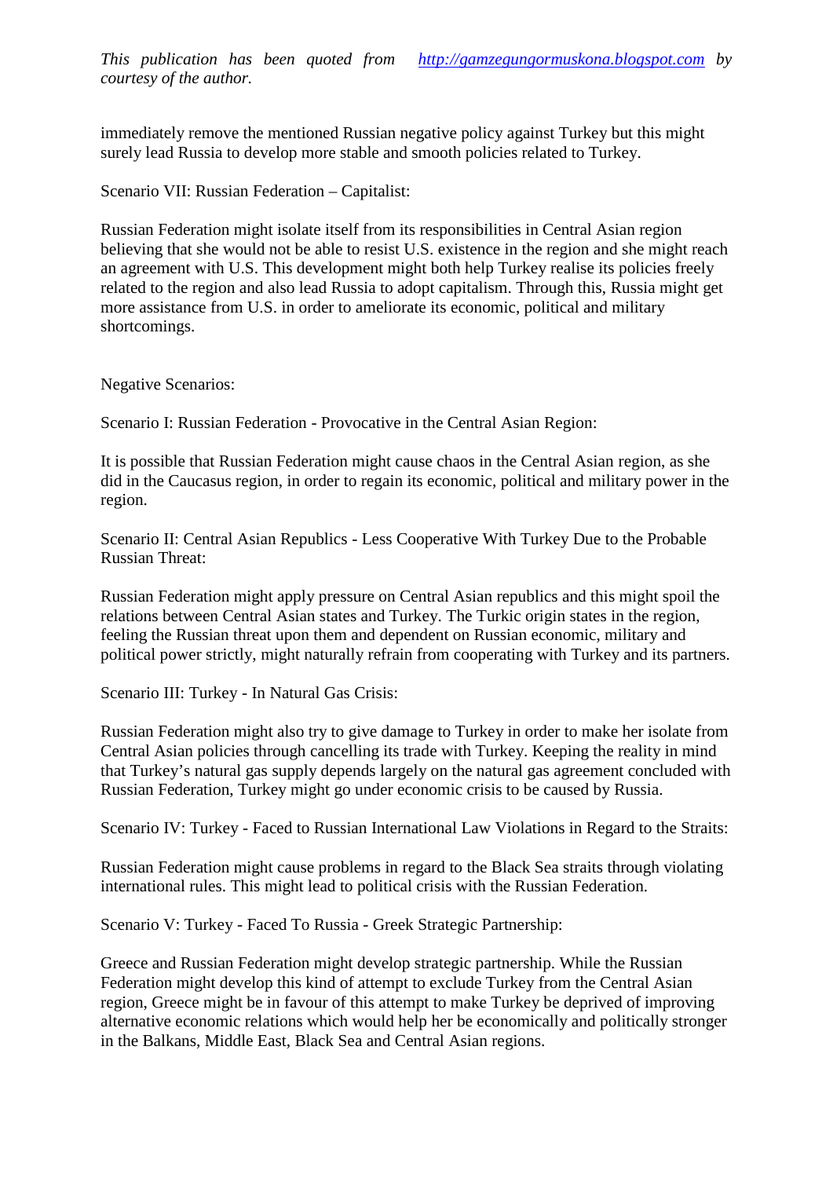immediately remove the mentioned Russian negative policy against Turkey but this might surely lead Russia to develop more stable and smooth policies related to Turkey.

Scenario VII: Russian Federation – Capitalist:

Russian Federation might isolate itself from its responsibilities in Central Asian region believing that she would not be able to resist U.S. existence in the region and she might reach an agreement with U.S. This development might both help Turkey realise its policies freely related to the region and also lead Russia to adopt capitalism. Through this, Russia might get more assistance from U.S. in order to ameliorate its economic, political and military shortcomings.

Negative Scenarios:

Scenario I: Russian Federation - Provocative in the Central Asian Region:

It is possible that Russian Federation might cause chaos in the Central Asian region, as she did in the Caucasus region, in order to regain its economic, political and military power in the region.

Scenario II: Central Asian Republics - Less Cooperative With Turkey Due to the Probable Russian Threat:

Russian Federation might apply pressure on Central Asian republics and this might spoil the relations between Central Asian states and Turkey. The Turkic origin states in the region, feeling the Russian threat upon them and dependent on Russian economic, military and political power strictly, might naturally refrain from cooperating with Turkey and its partners.

Scenario III: Turkey - In Natural Gas Crisis:

Russian Federation might also try to give damage to Turkey in order to make her isolate from Central Asian policies through cancelling its trade with Turkey. Keeping the reality in mind that Turkey's natural gas supply depends largely on the natural gas agreement concluded with Russian Federation, Turkey might go under economic crisis to be caused by Russia.

Scenario IV: Turkey - Faced to Russian International Law Violations in Regard to the Straits:

Russian Federation might cause problems in regard to the Black Sea straits through violating international rules. This might lead to political crisis with the Russian Federation.

Scenario V: Turkey - Faced To Russia - Greek Strategic Partnership:

Greece and Russian Federation might develop strategic partnership. While the Russian Federation might develop this kind of attempt to exclude Turkey from the Central Asian region, Greece might be in favour of this attempt to make Turkey be deprived of improving alternative economic relations which would help her be economically and politically stronger in the Balkans, Middle East, Black Sea and Central Asian regions.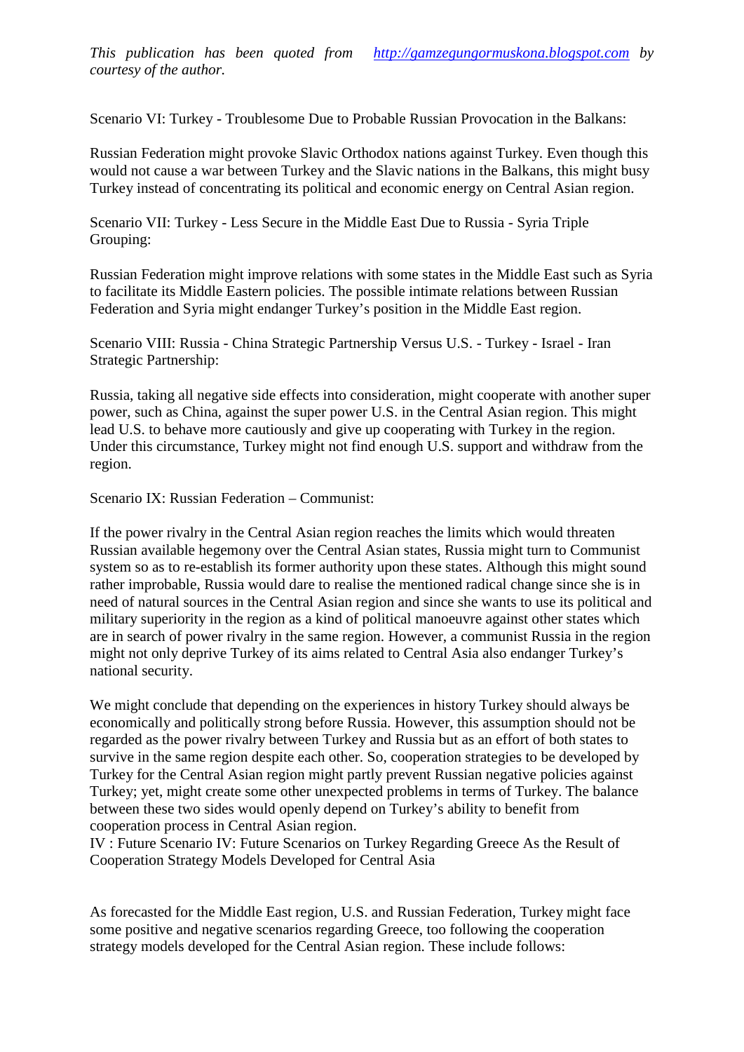*This publication has been quoted from [http://gamzegungormuskona.blogspot.com](http://gamzegungormuskona.blogspot.com) by courtesy of the author.*

Scenario VI: Turkey - Troublesome Due to Probable Russian Provocation in the Balkans:

Russian Federation might provoke Slavic Orthodox nations against Turkey. Even though this would not cause a war between Turkey and the Slavic nations in the Balkans, this might busy Turkey instead of concentrating its political and economic energy on Central Asian region.

Scenario VII: Turkey - Less Secure in the Middle East Due to Russia - Syria Triple Grouping:

Russian Federation might improve relations with some states in the Middle East such as Syria to facilitate its Middle Eastern policies. The possible intimate relations between Russian Federation and Syria might endanger Turkey's position in the Middle East region.

Scenario VIII: Russia - China Strategic Partnership Versus U.S. - Turkey - Israel - Iran Strategic Partnership:

Russia, taking all negative side effects into consideration, might cooperate with another super power, such as China, against the super power U.S. in the Central Asian region. This might lead U.S. to behave more cautiously and give up cooperating with Turkey in the region. Under this circumstance, Turkey might not find enough U.S. support and withdraw from the region.

Scenario IX: Russian Federation – Communist:

If the power rivalry in the Central Asian region reaches the limits which would threaten Russian available hegemony over the Central Asian states, Russia might turn to Communist system so as to re-establish its former authority upon these states. Although this might sound rather improbable, Russia would dare to realise the mentioned radical change since she is in need of natural sources in the Central Asian region and since she wants to use its political and military superiority in the region as a kind of political manoeuvre against other states which are in search of power rivalry in the same region. However, a communist Russia in the region might not only deprive Turkey of its aims related to Central Asia also endanger Turkey's national security.

We might conclude that depending on the experiences in history Turkey should always be economically and politically strong before Russia. However, this assumption should not be regarded as the power rivalry between Turkey and Russia but as an effort of both states to survive in the same region despite each other. So, cooperation strategies to be developed by Turkey for the Central Asian region might partly prevent Russian negative policies against Turkey; yet, might create some other unexpected problems in terms of Turkey. The balance between these two sides would openly depend on Turkey's ability to benefit from cooperation process in Central Asian region.

IV : Future Scenario IV: Future Scenarios on Turkey Regarding Greece As the Result of Cooperation Strategy Models Developed for Central Asia

As forecasted for the Middle East region, U.S. and Russian Federation, Turkey might face some positive and negative scenarios regarding Greece, too following the cooperation strategy models developed for the Central Asian region. These include follows: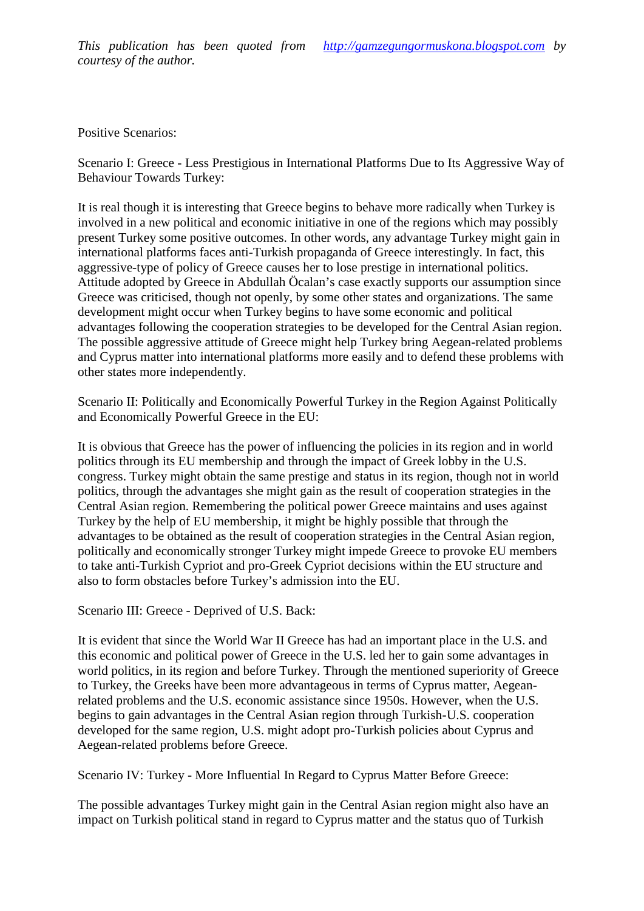*This publication has been quoted from [http://gamzegungormuskona.blogspot.com](http://gamzegungormuskona.blogspot.com) by courtesy of the author.*

Positive Scenarios:

Scenario I: Greece - Less Prestigious in International Platforms Due to Its Aggressive Way of Behaviour Towards Turkey:

It is real though it is interesting that Greece begins to behave more radically when Turkey is involved in a new political and economic initiative in one of the regions which may possibly present Turkey some positive outcomes. In other words, any advantage Turkey might gain in international platforms faces anti-Turkish propaganda of Greece interestingly. In fact, this aggressive-type of policy of Greece causes her to lose prestige in international politics. Attitude adopted by Greece in Abdullah Öcalan's case exactly supports our assumption since Greece was criticised, though not openly, by some other states and organizations. The same development might occur when Turkey begins to have some economic and political advantages following the cooperation strategies to be developed for the Central Asian region. The possible aggressive attitude of Greece might help Turkey bring Aegean-related problems and Cyprus matter into international platforms more easily and to defend these problems with other states more independently.

Scenario II: Politically and Economically Powerful Turkey in the Region Against Politically and Economically Powerful Greece in the EU:

It is obvious that Greece has the power of influencing the policies in its region and in world politics through its EU membership and through the impact of Greek lobby in the U.S. congress. Turkey might obtain the same prestige and status in its region, though not in world politics, through the advantages she might gain as the result of cooperation strategies in the Central Asian region. Remembering the political power Greece maintains and uses against Turkey by the help of EU membership, it might be highly possible that through the advantages to be obtained as the result of cooperation strategies in the Central Asian region, politically and economically stronger Turkey might impede Greece to provoke EU members to take anti-Turkish Cypriot and pro-Greek Cypriot decisions within the EU structure and also to form obstacles before Turkey's admission into the EU.

Scenario III: Greece - Deprived of U.S. Back:

It is evident that since the World War II Greece has had an important place in the U.S. and this economic and political power of Greece in the U.S. led her to gain some advantages in world politics, in its region and before Turkey. Through the mentioned superiority of Greece to Turkey, the Greeks have been more advantageous in terms of Cyprus matter, Aegean-related problems and the U.S. economic assistance since 1950s. However, when the U.S. begins to gain advantages in the Central Asian region through Turkish-U.S. cooperation developed for the same region, U.S. might adopt pro-Turkish policies about Cyprus and Aegean-related problems before Greece.

Scenario IV: Turkey - More Influential In Regard to Cyprus Matter Before Greece:

The possible advantages Turkey might gain in the Central Asian region might also have an impact on Turkish political stand in regard to Cyprus matter and the status quo of Turkish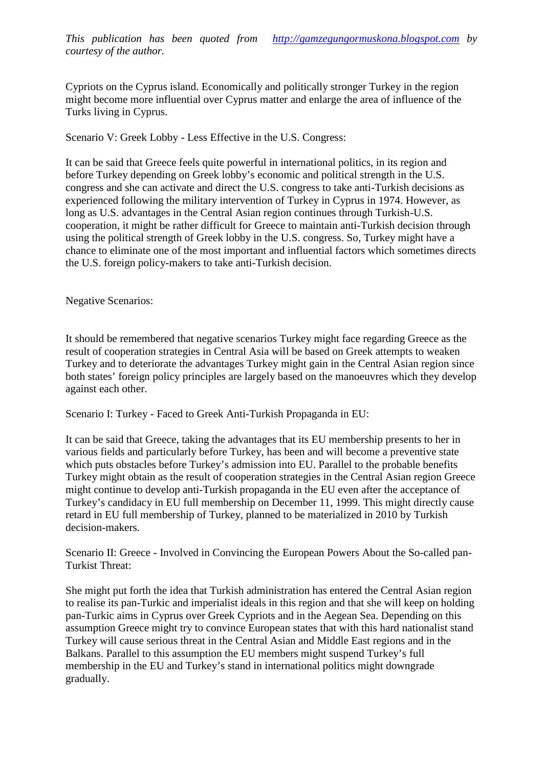Cypriots on the Cyprus island. Economically and politically stronger Turkey in the region might become more influential over Cyprus matter and enlarge the area of influence of the Turks living in Cyprus.

Scenario V: Greek Lobby - Less Effective in the U.S. Congress:

It can be said that Greece feels quite powerful in international politics, in its region and before Turkey depending on Greek lobby's economic and political strength in the U.S. congress and she can activate and direct the U.S. congress to take anti-Turkish decisions as experienced following the military intervention of Turkey in Cyprus in 1974. However, as long as U.S. advantages in the Central Asian region continues through Turkish-U.S. cooperation, it might be rather difficult for Greece to maintain anti-Turkish decision through using the political strength of Greek lobby in the U.S. congress. So, Turkey might have a chance to eliminate one of the most important and influential factors which sometimes directs the U.S. foreign policy-makers to take anti-Turkish decision.

Negative Scenarios:

It should be remembered that negative scenarios Turkey might face regarding Greece as the result of cooperation strategies in Central Asia will be based on Greek attempts to weaken Turkey and to deteriorate the advantages Turkey might gain in the Central Asian region since both states' foreign policy principles are largely based on the manoeuvres which they develop against each other.

Scenario I: Turkey - Faced to Greek Anti-Turkish Propaganda in EU:

It can be said that Greece, taking the advantages that its EU membership presents to her in various fields and particularly before Turkey, has been and will become a preventive state which puts obstacles before Turkey's admission into EU. Parallel to the probable benefits Turkey might obtain as the result of cooperation strategies in the Central Asian region Greece might continue to develop anti-Turkish propaganda in the EU even after the acceptance of Turkey's candidacy in EU full membership on December 11, 1999. This might directly cause retard in EU full membership of Turkey, planned to be materialized in 2010 by Turkish decision-makers.

Scenario II: Greece - Involved in Convincing the European Powers About the So-called pan-Turkist Threat:

She might put forth the idea that Turkish administration has entered the Central Asian region to realise its pan-Turkic and imperialist ideals in this region and that she will keep on holding pan-Turkic aims in Cyprus over Greek Cypriots and in the Aegean Sea. Depending on this assumption Greece might try to convince European states that with this hard nationalist stand Turkey will cause serious threat in the Central Asian and Middle East regions and in the Balkans. Parallel to this assumption the EU members might suspend Turkey's full membership in the EU and Turkey's stand in international politics might downgrade gradually.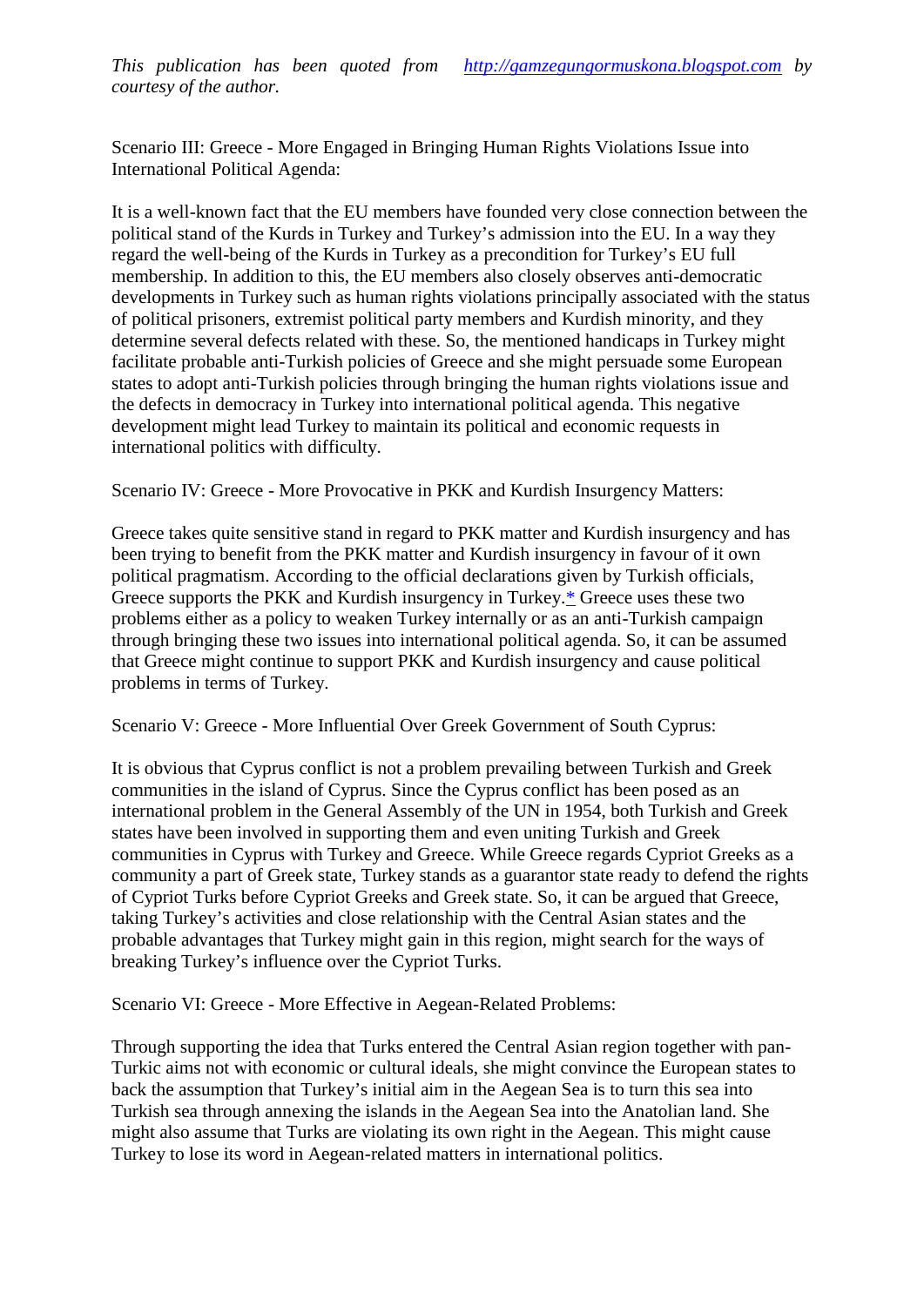*This publication has been quoted from [http://gamzegungormuskona.blogspot.com](http://gamzegungormuskona.blogspot.com) by courtesy of the author.*

Scenario III: Greece - More Engaged in Bringing Human Rights Violations Issue into International Political Agenda:

It is a well-known fact that the EU members have founded very close connection between the political stand of the Kurds in Turkey and Turkey's admission into the EU. In a way they regard the well-being of the Kurds in Turkey as a precondition for Turkey's EU full membership. In addition to this, the EU members also closely observes anti-democratic developments in Turkey such as human rights violations principally associated with the status of political prisoners, extremist political party members and Kurdish minority, and they determine several defects related with these. So, the mentioned handicaps in Turkey might facilitate probable anti-Turkish policies of Greece and she might persuade some European states to adopt anti-Turkish policies through bringing the human rights violations issue and the defects in democracy in Turkey into international political agenda. This negative development might lead Turkey to maintain its political and economic requests in international politics with difficulty.

Scenario IV: Greece - More Provocative in PKK and Kurdish Insurgency Matters:

Greece takes quite sensitive stand in regard to PKK matter and Kurdish insurgency and has been trying to benefit from the PKK matter and Kurdish insurgency in favour of it own political pragmatism. According to the official declarations given by Turkish officials, Greece supports the PKK and Kurdish insurgency in Turkey.* Greece uses these two problems either as a policy to weaken Turkey internally or as an anti-Turkish campaign through bringing these two issues into international political agenda. So, it can be assumed that Greece might continue to support PKK and Kurdish insurgency and cause political problems in terms of Turkey.

Scenario V: Greece - More Influential Over Greek Government of South Cyprus:

It is obvious that Cyprus conflict is not a problem prevailing between Turkish and Greek communities in the island of Cyprus. Since the Cyprus conflict has been posed as an international problem in the General Assembly of the UN in 1954, both Turkish and Greek states have been involved in supporting them and even uniting Turkish and Greek communities in Cyprus with Turkey and Greece. While Greece regards Cypriot Greeks as a community a part of Greek state, Turkey stands as a guarantor state ready to defend the rights of Cypriot Turks before Cypriot Greeks and Greek state. So, it can be argued that Greece, taking Turkey's activities and close relationship with the Central Asian states and the probable advantages that Turkey might gain in this region, might search for the ways of breaking Turkey's influence over the Cypriot Turks.

Scenario VI: Greece - More Effective in Aegean-Related Problems:

Through supporting the idea that Turks entered the Central Asian region together with pan-Turkic aims not with economic or cultural ideals, she might convince the European states to back the assumption that Turkey's initial aim in the Aegean Sea is to turn this sea into Turkish sea through annexing the islands in the Aegean Sea into the Anatolian land. She might also assume that Turks are violating its own right in the Aegean. This might cause Turkey to lose its word in Aegean-related matters in international politics.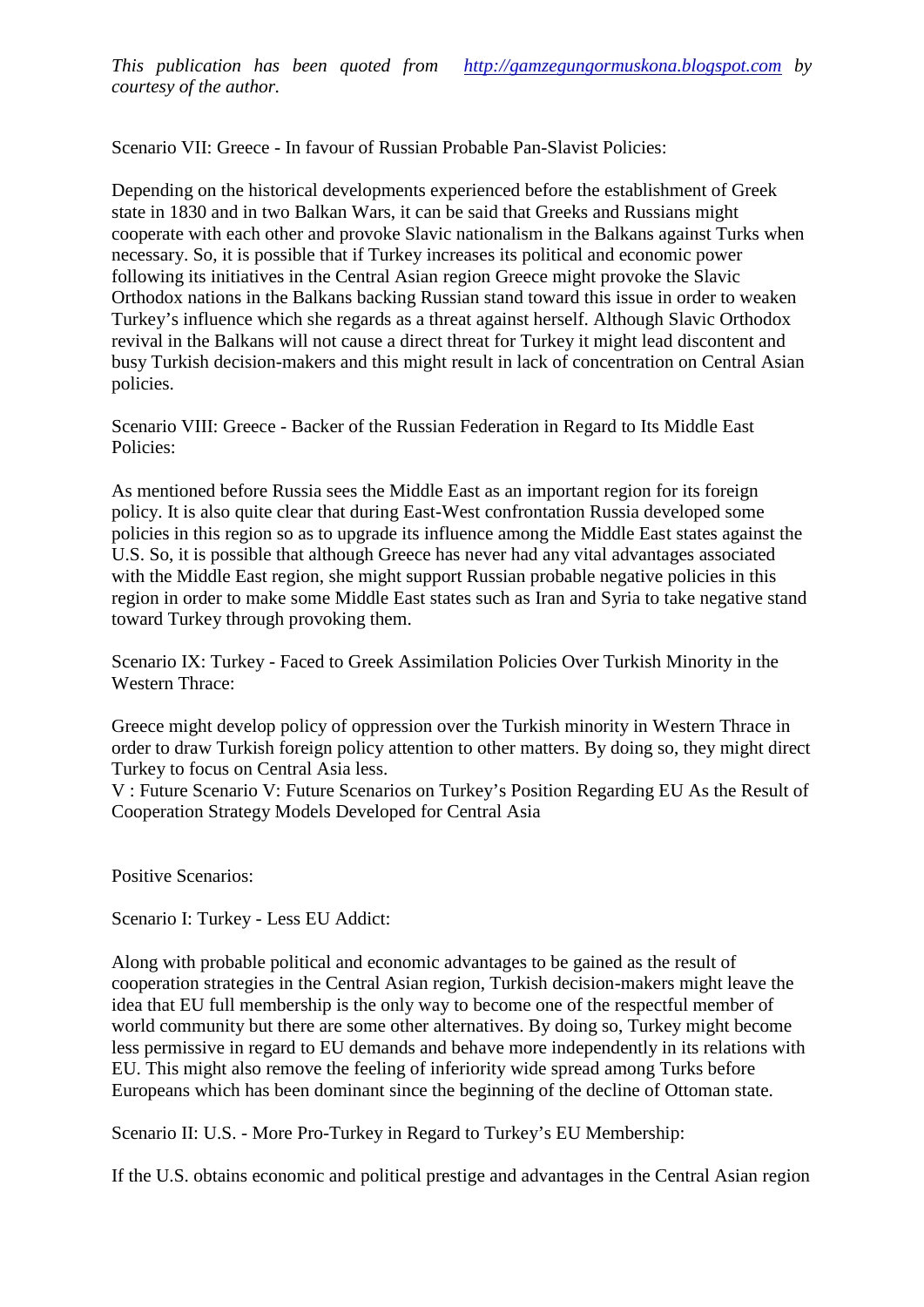*This publication has been quoted from [http://gamzegungormuskona.blogspot.com](http://gamzegungormuskona.blogspot.com) by courtesy of the author.*

Scenario VII: Greece - In favour of Russian Probable Pan-Slavist Policies:

Depending on the historical developments experienced before the establishment of Greek state in 1830 and in two Balkan Wars, it can be said that Greeks and Russians might cooperate with each other and provoke Slavic nationalism in the Balkans against Turks when necessary. So, it is possible that if Turkey increases its political and economic power following its initiatives in the Central Asian region Greece might provoke the Slavic Orthodox nations in the Balkans backing Russian stand toward this issue in order to weaken Turkey's influence which she regards as a threat against herself. Although Slavic Orthodox revival in the Balkans will not cause a direct threat for Turkey it might lead discontent and busy Turkish decision-makers and this might result in lack of concentration on Central Asian policies.

Scenario VIII: Greece - Backer of the Russian Federation in Regard to Its Middle East Policies:

As mentioned before Russia sees the Middle East as an important region for its foreign policy. It is also quite clear that during East-West confrontation Russia developed some policies in this region so as to upgrade its influence among the Middle East states against the U.S. So, it is possible that although Greece has never had any vital advantages associated with the Middle East region, she might support Russian probable negative policies in this region in order to make some Middle East states such as Iran and Syria to take negative stand toward Turkey through provoking them.

Scenario IX: Turkey - Faced to Greek Assimilation Policies Over Turkish Minority in the Western Thrace:

Greece might develop policy of oppression over the Turkish minority in Western Thrace in order to draw Turkish foreign policy attention to other matters. By doing so, they might direct Turkey to focus on Central Asia less.

V : Future Scenario V: Future Scenarios on Turkey's Position Regarding EU As the Result of Cooperation Strategy Models Developed for Central Asia

Positive Scenarios:

Scenario I: Turkey - Less EU Addict:

Along with probable political and economic advantages to be gained as the result of cooperation strategies in the Central Asian region, Turkish decision-makers might leave the idea that EU full membership is the only way to become one of the respectful member of world community but there are some other alternatives. By doing so, Turkey might become less permissive in regard to EU demands and behave more independently in its relations with EU. This might also remove the feeling of inferiority wide spread among Turks before Europeans which has been dominant since the beginning of the decline of Ottoman state.

Scenario II: U.S. - More Pro-Turkey in Regard to Turkey's EU Membership:

If the U.S. obtains economic and political prestige and advantages in the Central Asian region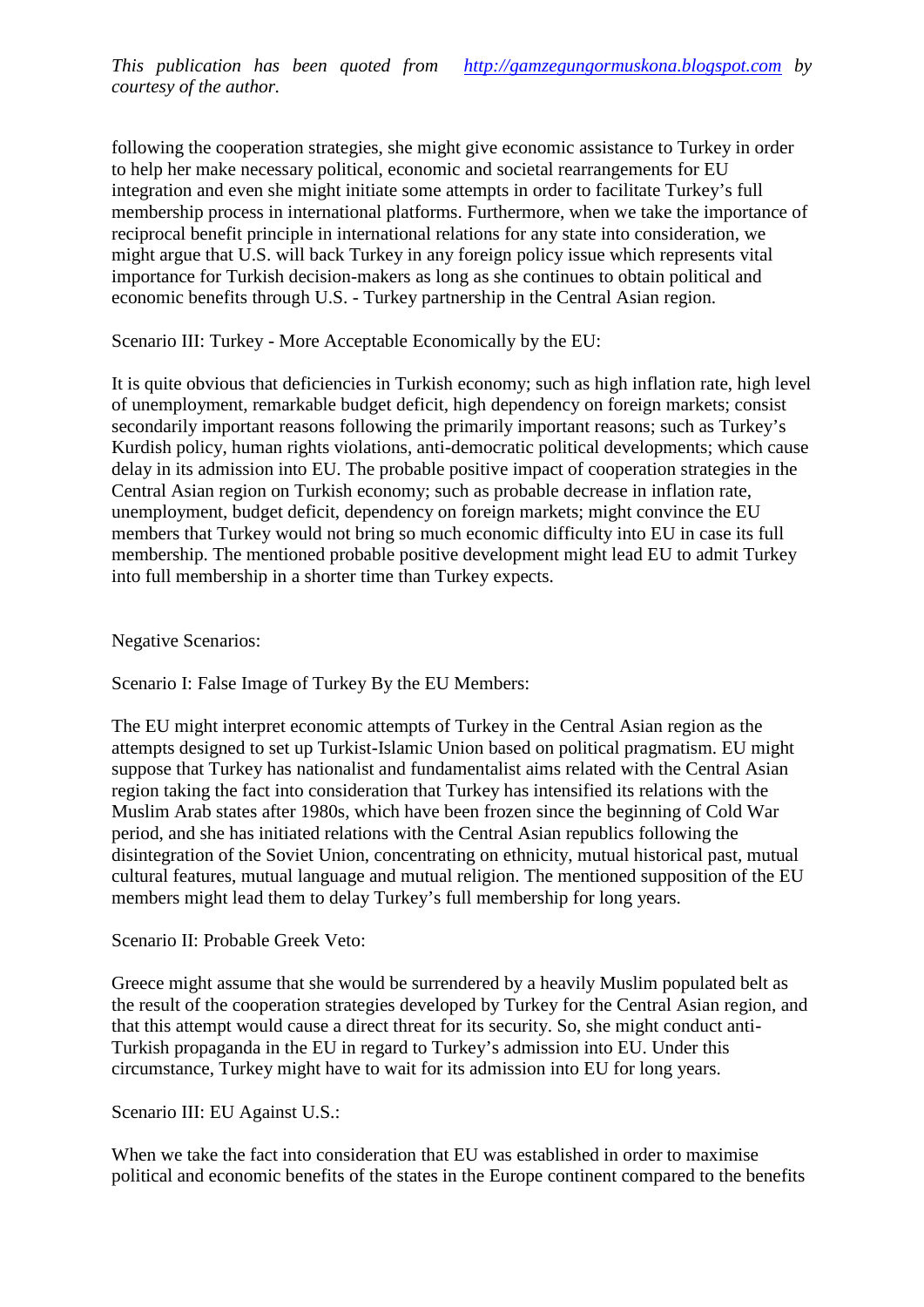following the cooperation strategies, she might give economic assistance to Turkey in order to help her make necessary political, economic and societal rearrangements for EU integration and even she might initiate some attempts in order to facilitate Turkey's full membership process in international platforms. Furthermore, when we take the importance of reciprocal benefit principle in international relations for any state into consideration, we might argue that U.S. will back Turkey in any foreign policy issue which represents vital importance for Turkish decision-makers as long as she continues to obtain political and economic benefits through U.S. - Turkey partnership in the Central Asian region.

Scenario III: Turkey - More Acceptable Economically by the EU:

It is quite obvious that deficiencies in Turkish economy; such as high inflation rate, high level of unemployment, remarkable budget deficit, high dependency on foreign markets; consist secondarily important reasons following the primarily important reasons; such as Turkey's Kurdish policy, human rights violations, anti-democratic political developments; which cause delay in its admission into EU. The probable positive impact of cooperation strategies in the Central Asian region on Turkish economy; such as probable decrease in inflation rate, unemployment, budget deficit, dependency on foreign markets; might convince the EU members that Turkey would not bring so much economic difficulty into EU in case its full membership. The mentioned probable positive development might lead EU to admit Turkey into full membership in a shorter time than Turkey expects.

Negative Scenarios:

Scenario I: False Image of Turkey By the EU Members:

The EU might interpret economic attempts of Turkey in the Central Asian region as the attempts designed to set up Turkist-Islamic Union based on political pragmatism. EU might suppose that Turkey has nationalist and fundamentalist aims related with the Central Asian region taking the fact into consideration that Turkey has intensified its relations with the Muslim Arab states after 1980s, which have been frozen since the beginning of Cold War period, and she has initiated relations with the Central Asian republics following the disintegration of the Soviet Union, concentrating on ethnicity, mutual historical past, mutual cultural features, mutual language and mutual religion. The mentioned supposition of the EU members might lead them to delay Turkey's full membership for long years.

Scenario II: Probable Greek Veto:

Greece might assume that she would be surrendered by a heavily Muslim populated belt as the result of the cooperation strategies developed by Turkey for the Central Asian region, and that this attempt would cause a direct threat for its security. So, she might conduct anti-Turkish propaganda in the EU in regard to Turkey's admission into EU. Under this circumstance, Turkey might have to wait for its admission into EU for long years.

Scenario III: EU Against U.S.:

When we take the fact into consideration that EU was established in order to maximise political and economic benefits of the states in the Europe continent compared to the benefits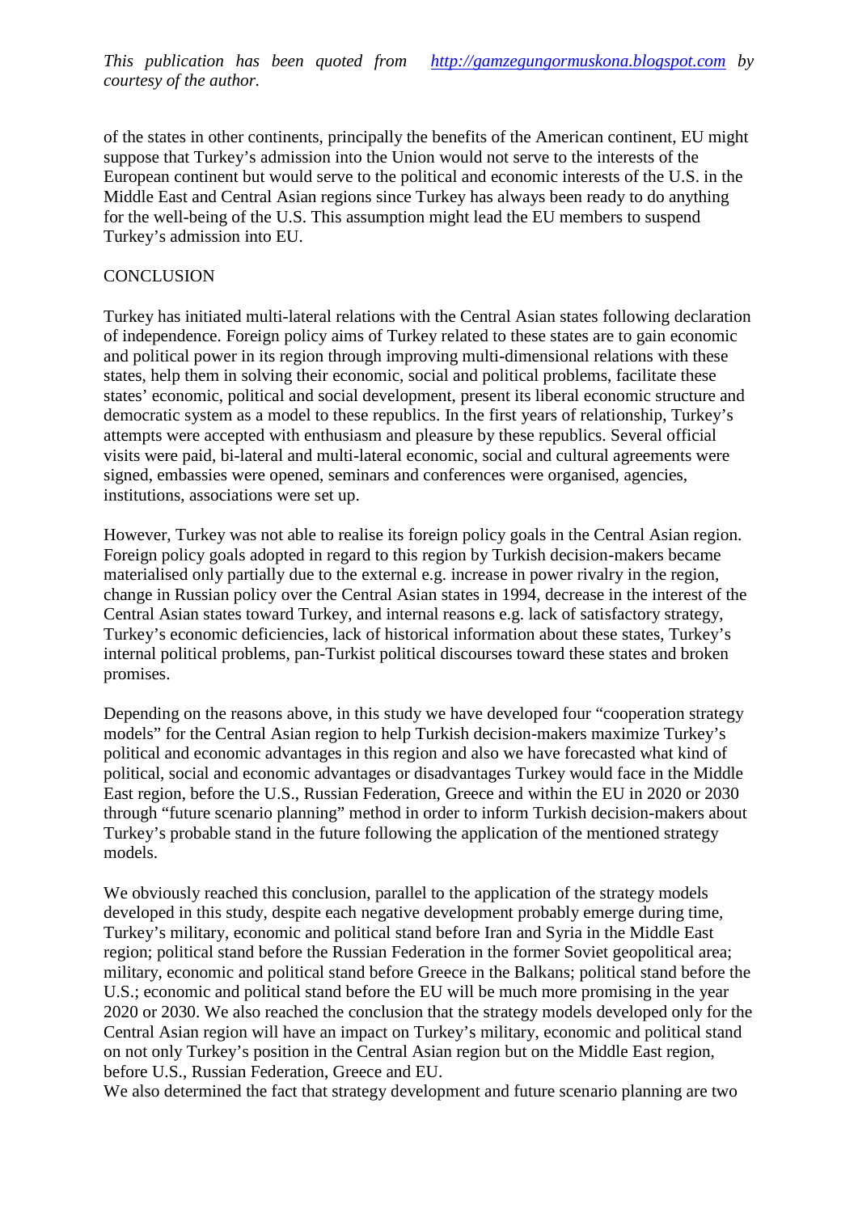of the states in other continents, principally the benefits of the American continent, EU might suppose that Turkey's admission into the Union would not serve to the interests of the European continent but would serve to the political and economic interests of the U.S. in the Middle East and Central Asian regions since Turkey has always been ready to do anything for the well-being of the U.S. This assumption might lead the EU members to suspend Turkey's admission into EU.

## CONCLUSION

Turkey has initiated multi-lateral relations with the Central Asian states following declaration of independence. Foreign policy aims of Turkey related to these states are to gain economic and political power in its region through improving multi-dimensional relations with these states, help them in solving their economic, social and political problems, facilitate these states' economic, political and social development, present its liberal economic structure and democratic system as a model to these republics. In the first years of relationship, Turkey's attempts were accepted with enthusiasm and pleasure by these republics. Several official visits were paid, bi-lateral and multi-lateral economic, social and cultural agreements were signed, embassies were opened, seminars and conferences were organised, agencies, institutions, associations were set up.

However, Turkey was not able to realise its foreign policy goals in the Central Asian region. Foreign policy goals adopted in regard to this region by Turkish decision-makers became materialised only partially due to the external e.g. increase in power rivalry in the region, change in Russian policy over the Central Asian states in 1994, decrease in the interest of the Central Asian states toward Turkey, and internal reasons e.g. lack of satisfactory strategy, Turkey's economic deficiencies, lack of historical information about these states, Turkey's internal political problems, pan-Turkist political discourses toward these states and broken promises.

Depending on the reasons above, in this study we have developed four "cooperation strategy models" for the Central Asian region to help Turkish decision-makers maximize Turkey's political and economic advantages in this region and also we have forecasted what kind of political, social and economic advantages or disadvantages Turkey would face in the Middle East region, before the U.S., Russian Federation, Greece and within the EU in 2020 or 2030 through "future scenario planning" method in order to inform Turkish decision-makers about Turkey's probable stand in the future following the application of the mentioned strategy models.

We obviously reached this conclusion, parallel to the application of the strategy models developed in this study, despite each negative development probably emerge during time, Turkey's military, economic and political stand before Iran and Syria in the Middle East region; political stand before the Russian Federation in the former Soviet geopolitical area; military, economic and political stand before Greece in the Balkans; political stand before the U.S.; economic and political stand before the EU will be much more promising in the year 2020 or 2030. We also reached the conclusion that the strategy models developed only for the Central Asian region will have an impact on Turkey's military, economic and political stand on not only Turkey's position in the Central Asian region but on the Middle East region, before U.S., Russian Federation, Greece and EU.

We also determined the fact that strategy development and future scenario planning are two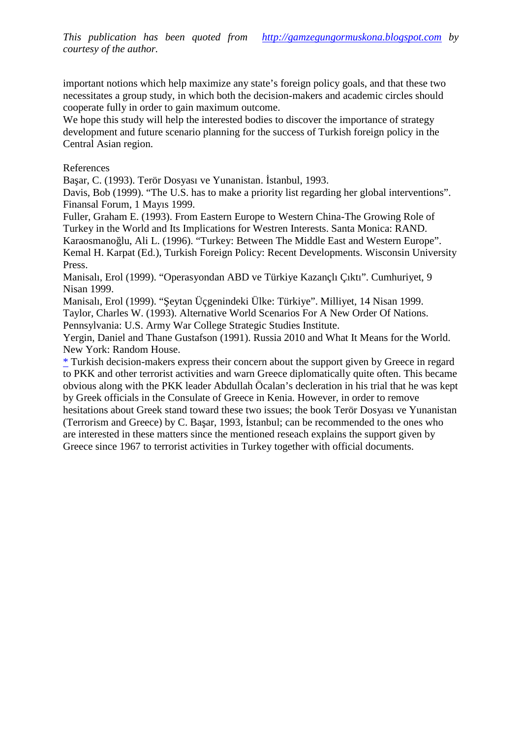important notions which help maximize any state's foreign policy goals, and that these two necessitates a group study, in which both the decision-makers and academic circles should cooperate fully in order to gain maximum outcome.
We hope this study will help the interested bodies to discover the importance of strategy development and future scenario planning for the success of Turkish foreign policy in the Central Asian region.

References

Başar, C. (1993). Terör Dosyası ve Yunanistan. İstanbul, 1993.
Davis, Bob (1999). "The U.S. has to make a priority list regarding her global interventions". Finansal Forum, 1 Mayıs 1999.
Fuller, Graham E. (1993). From Eastern Europe to Western China-The Growing Role of Turkey in the World and Its Implications for Westren Interests. Santa Monica: RAND.
Karaosmanoğlu, Ali L. (1996). "Turkey: Between The Middle East and Western Europe". Kemal H. Karpat (Ed.), Turkish Foreign Policy: Recent Developments. Wisconsin University Press.
Manisalı, Erol (1999). "Operasyondan ABD ve Türkiye Kazançlı Çıktı". Cumhuriyet, 9 Nisan 1999.
Manisalı, Erol (1999). "Şeytan Üçgenindeki Ülke: Türkiye". Milliyet, 14 Nisan 1999.
Taylor, Charles W. (1993). Alternative World Scenarios For A New Order Of Nations. Pennsylvania: U.S. Army War College Strategic Studies Institute.
Yergin, Daniel and Thane Gustafson (1991). Russia 2010 and What It Means for the World. New York: Random House.

* Turkish decision-makers express their concern about the support given by Greece in regard to PKK and other terrorist activities and warn Greece diplomatically quite often. This became obvious along with the PKK leader Abdullah Öcalan's decleration in his trial that he was kept by Greek officials in the Consulate of Greece in Kenia. However, in order to remove hesitations about Greek stand toward these two issues; the book Terör Dosyası ve Yunanistan (Terrorism and Greece) by C. Başar, 1993, İstanbul; can be recommended to the ones who are interested in these matters since the mentioned reseach explains the support given by Greece since 1967 to terrorist activities in Turkey together with official documents.